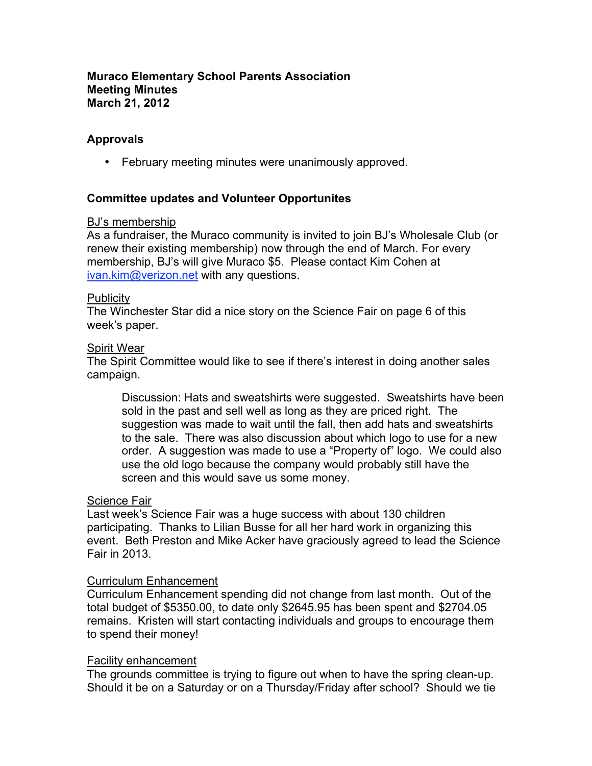**Muraco Elementary School Parents Association**
**Meeting Minutes**
**March 21, 2012**

## Approvals

- February meeting minutes were unanimously approved.

## Committee updates and Volunteer Opportunites

BJ's membership

As a fundraiser, the Muraco community is invited to join BJ's Wholesale Club (or renew their existing membership) now through the end of March. For every membership, BJ's will give Muraco $5. Please contact Kim Cohen at ivan.kim@verizon.net with any questions.

Publicity

The Winchester Star did a nice story on the Science Fair on page 6 of this week's paper.

Spirit Wear

The Spirit Committee would like to see if there's interest in doing another sales campaign.

> Discussion: Hats and sweatshirts were suggested. Sweatshirts have been sold in the past and sell well as long as they are priced right. The suggestion was made to wait until the fall, then add hats and sweatshirts to the sale. There was also discussion about which logo to use for a new order. A suggestion was made to use a "Property of" logo. We could also use the old logo because the company would probably still have the screen and this would save us some money.

Science Fair

Last week's Science Fair was a huge success with about 130 children participating. Thanks to Lilian Busse for all her hard work in organizing this event. Beth Preston and Mike Acker have graciously agreed to lead the Science Fair in 2013.

Curriculum Enhancement

Curriculum Enhancement spending did not change from last month. Out of the total budget of $5350.00, to date only $2645.95 has been spent and $2704.05 remains. Kristen will start contacting individuals and groups to encourage them to spend their money!

Facility enhancement

The grounds committee is trying to figure out when to have the spring clean-up. Should it be on a Saturday or on a Thursday/Friday after school? Should we tie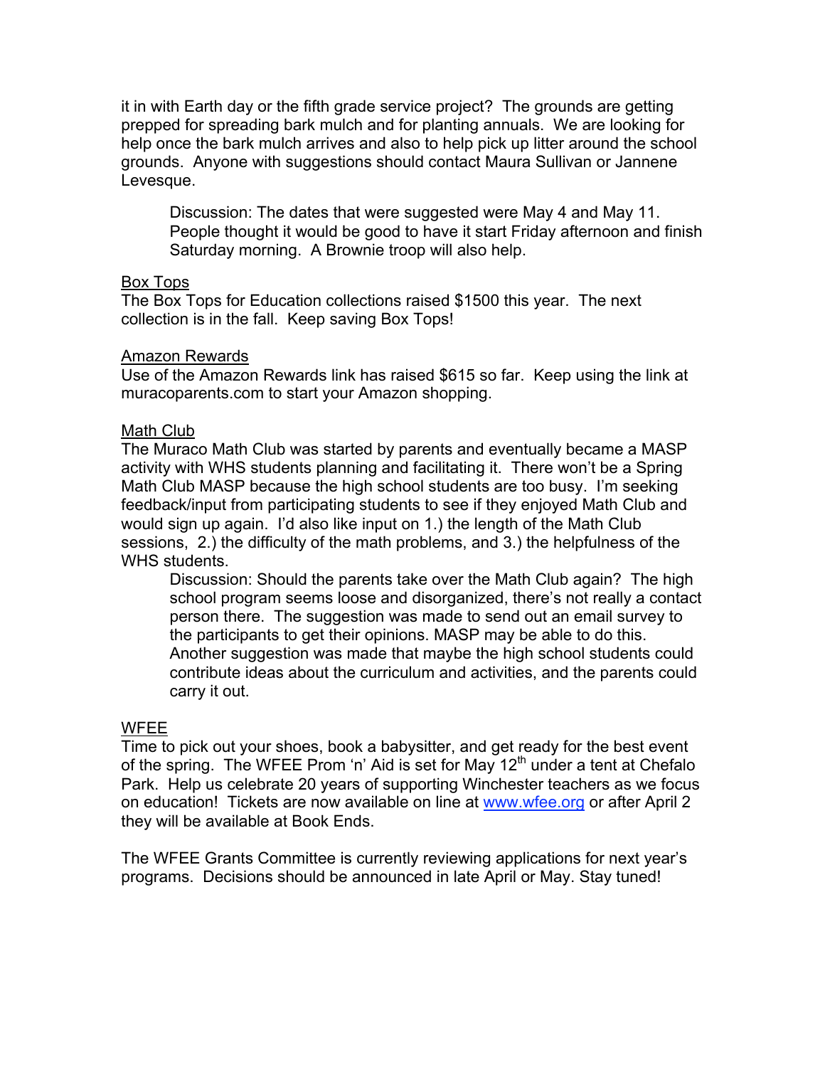it in with Earth day or the fifth grade service project? The grounds are getting prepped for spreading bark mulch and for planting annuals. We are looking for help once the bark mulch arrives and also to help pick up litter around the school grounds. Anyone with suggestions should contact Maura Sullivan or Jannene Levesque.

> Discussion: The dates that were suggested were May 4 and May 11. People thought it would be good to have it start Friday afternoon and finish Saturday morning. A Brownie troop will also help.

<u>Box Tops</u>
The Box Tops for Education collections raised $1500 this year. The next collection is in the fall. Keep saving Box Tops!

<u>Amazon Rewards</u>
Use of the Amazon Rewards link has raised $615 so far. Keep using the link at muracoparents.com to start your Amazon shopping.

<u>Math Club</u>
The Muraco Math Club was started by parents and eventually became a MASP activity with WHS students planning and facilitating it. There won't be a Spring Math Club MASP because the high school students are too busy. I'm seeking feedback/input from participating students to see if they enjoyed Math Club and would sign up again. I'd also like input on 1.) the length of the Math Club sessions, 2.) the difficulty of the math problems, and 3.) the helpfulness of the WHS students.

> Discussion: Should the parents take over the Math Club again? The high school program seems loose and disorganized, there's not really a contact person there. The suggestion was made to send out an email survey to the participants to get their opinions. MASP may be able to do this. Another suggestion was made that maybe the high school students could contribute ideas about the curriculum and activities, and the parents could carry it out.

<u>WFEE</u>
Time to pick out your shoes, book a babysitter, and get ready for the best event of the spring. The WFEE Prom 'n' Aid is set for May 12th under a tent at Chefalo Park. Help us celebrate 20 years of supporting Winchester teachers as we focus on education! Tickets are now available on line at [www.wfee.org](http://www.wfee.org) or after April 2 they will be available at Book Ends.

The WFEE Grants Committee is currently reviewing applications for next year's programs. Decisions should be announced in late April or May. Stay tuned!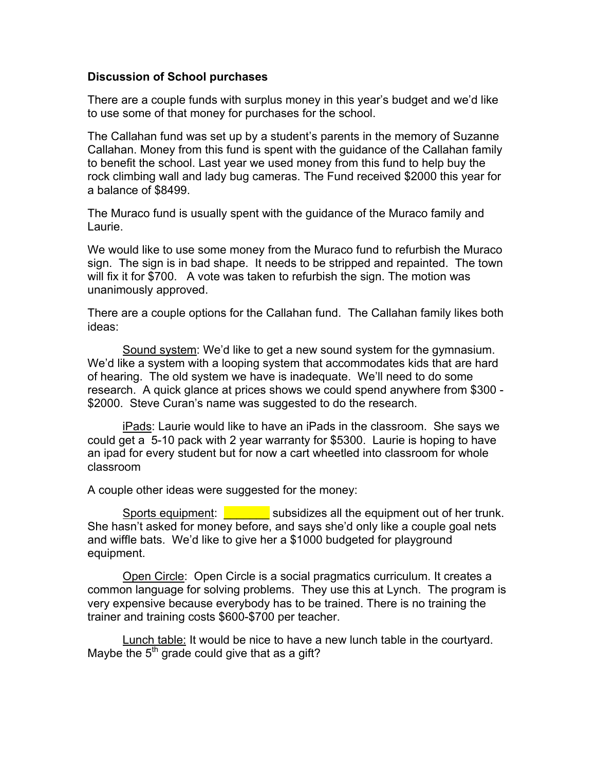**Discussion of School purchases**

There are a couple funds with surplus money in this year's budget and we'd like to use some of that money for purchases for the school.

The Callahan fund was set up by a student's parents in the memory of Suzanne Callahan. Money from this fund is spent with the guidance of the Callahan family to benefit the school. Last year we used money from this fund to help buy the rock climbing wall and lady bug cameras. The Fund received $2000 this year for a balance of $8499.

The Muraco fund is usually spent with the guidance of the Muraco family and Laurie.

We would like to use some money from the Muraco fund to refurbish the Muraco sign. The sign is in bad shape. It needs to be stripped and repainted. The town will fix it for $700. A vote was taken to refurbish the sign. The motion was unanimously approved.

There are a couple options for the Callahan fund. The Callahan family likes both ideas:

Sound system: We'd like to get a new sound system for the gymnasium. We'd like a system with a looping system that accommodates kids that are hard of hearing. The old system we have is inadequate. We'll need to do some research. A quick glance at prices shows we could spend anywhere from $300 - $2000. Steve Curan's name was suggested to do the research.

iPads: Laurie would like to have an iPads in the classroom. She says we could get a 5-10 pack with 2 year warranty for $5300. Laurie is hoping to have an ipad for every student but for now a cart wheetled into classroom for whole classroom

A couple other ideas were suggested for the money:

Sports equipment: _______ subsidizes all the equipment out of her trunk. She hasn't asked for money before, and says she'd only like a couple goal nets and wiffle bats. We'd like to give her a $1000 budgeted for playground equipment.

Open Circle: Open Circle is a social pragmatics curriculum. It creates a common language for solving problems. They use this at Lynch. The program is very expensive because everybody has to be trained. There is no training the trainer and training costs $600-$700 per teacher.

Lunch table: It would be nice to have a new lunch table in the courtyard. Maybe the 5th grade could give that as a gift?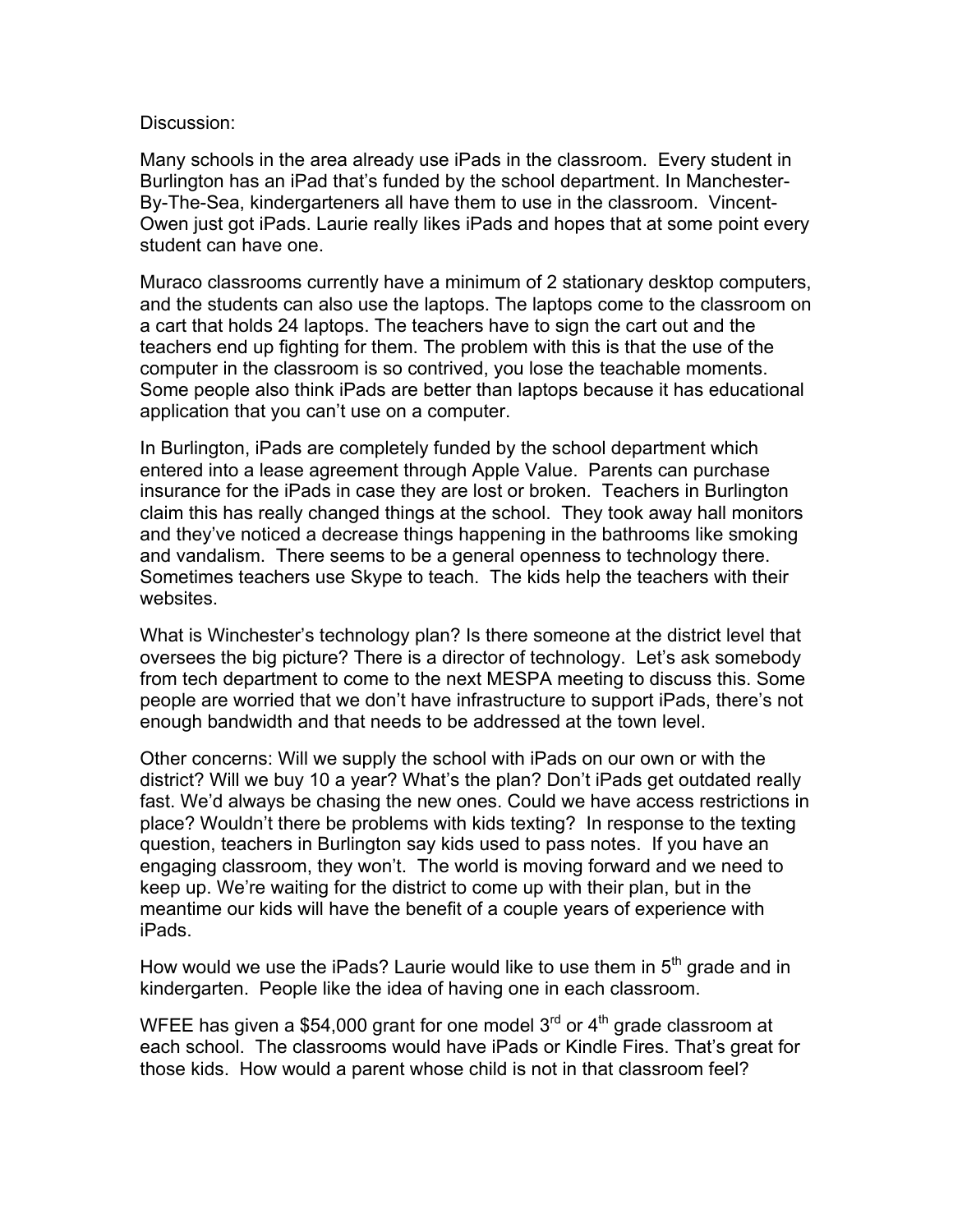Discussion:

Many schools in the area already use iPads in the classroom. Every student in Burlington has an iPad that's funded by the school department. In Manchester-By-The-Sea, kindergarteners all have them to use in the classroom. Vincent-Owen just got iPads. Laurie really likes iPads and hopes that at some point every student can have one.

Muraco classrooms currently have a minimum of 2 stationary desktop computers, and the students can also use the laptops. The laptops come to the classroom on a cart that holds 24 laptops. The teachers have to sign the cart out and the teachers end up fighting for them. The problem with this is that the use of the computer in the classroom is so contrived, you lose the teachable moments. Some people also think iPads are better than laptops because it has educational application that you can't use on a computer.

In Burlington, iPads are completely funded by the school department which entered into a lease agreement through Apple Value. Parents can purchase insurance for the iPads in case they are lost or broken. Teachers in Burlington claim this has really changed things at the school. They took away hall monitors and they've noticed a decrease things happening in the bathrooms like smoking and vandalism. There seems to be a general openness to technology there. Sometimes teachers use Skype to teach. The kids help the teachers with their websites.

What is Winchester's technology plan? Is there someone at the district level that oversees the big picture? There is a director of technology. Let's ask somebody from tech department to come to the next MESPA meeting to discuss this. Some people are worried that we don't have infrastructure to support iPads, there's not enough bandwidth and that needs to be addressed at the town level.

Other concerns: Will we supply the school with iPads on our own or with the district? Will we buy 10 a year? What's the plan? Don't iPads get outdated really fast. We'd always be chasing the new ones. Could we have access restrictions in place? Wouldn't there be problems with kids texting? In response to the texting question, teachers in Burlington say kids used to pass notes. If you have an engaging classroom, they won't. The world is moving forward and we need to keep up. We're waiting for the district to come up with their plan, but in the meantime our kids will have the benefit of a couple years of experience with iPads.

How would we use the iPads? Laurie would like to use them in 5th grade and in kindergarten. People like the idea of having one in each classroom.

WFEE has given a $54,000 grant for one model 3rd or 4th grade classroom at each school. The classrooms would have iPads or Kindle Fires. That's great for those kids. How would a parent whose child is not in that classroom feel?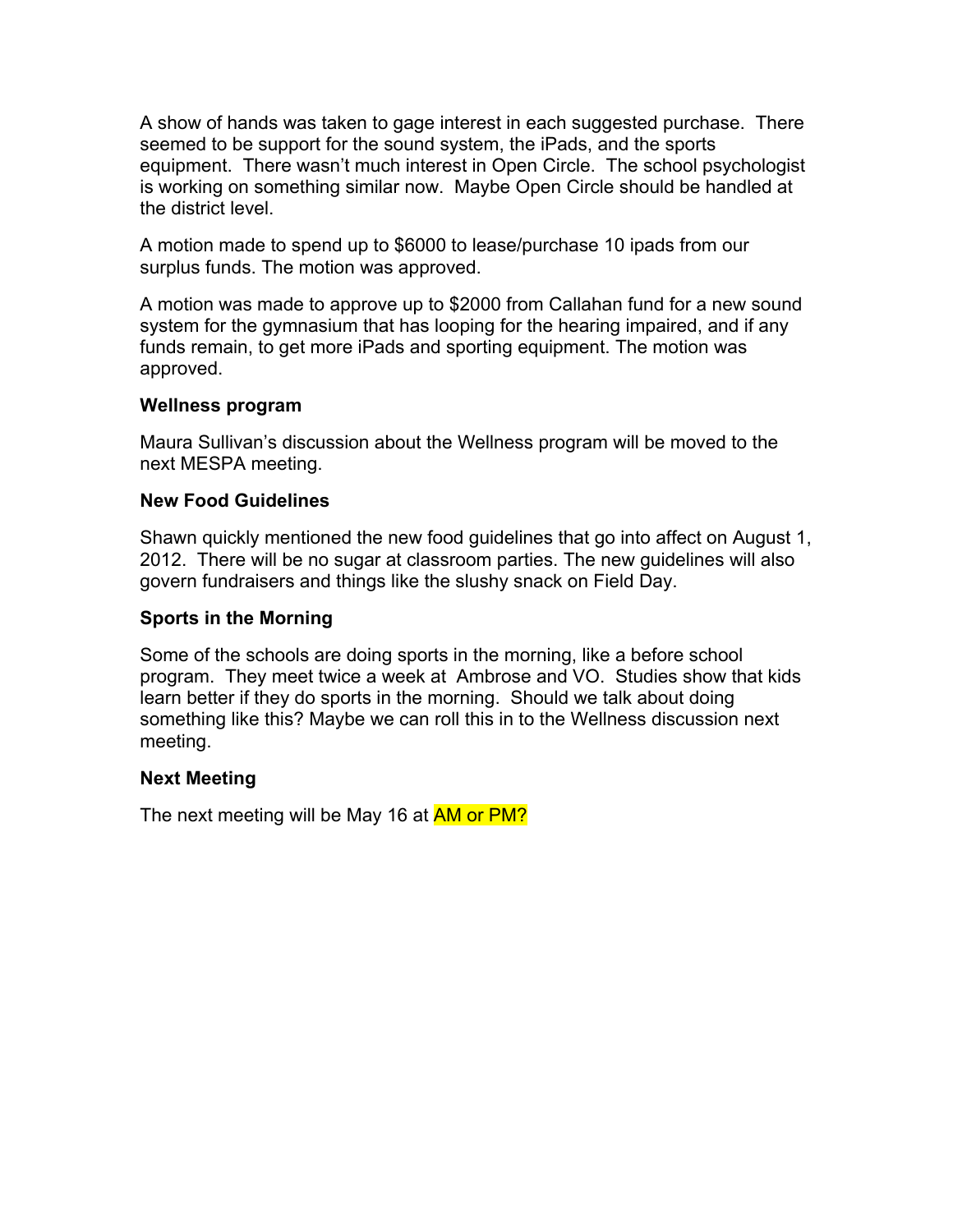A show of hands was taken to gage interest in each suggested purchase. There seemed to be support for the sound system, the iPads, and the sports equipment. There wasn't much interest in Open Circle. The school psychologist is working on something similar now. Maybe Open Circle should be handled at the district level.

A motion made to spend up to $6000 to lease/purchase 10 ipads from our surplus funds. The motion was approved.

A motion was made to approve up to $2000 from Callahan fund for a new sound system for the gymnasium that has looping for the hearing impaired, and if any funds remain, to get more iPads and sporting equipment. The motion was approved.

**Wellness program**

Maura Sullivan's discussion about the Wellness program will be moved to the next MESPA meeting.

**New Food Guidelines**

Shawn quickly mentioned the new food guidelines that go into affect on August 1, 2012. There will be no sugar at classroom parties. The new guidelines will also govern fundraisers and things like the slushy snack on Field Day.

**Sports in the Morning**

Some of the schools are doing sports in the morning, like a before school program. They meet twice a week at Ambrose and VO. Studies show that kids learn better if they do sports in the morning. Should we talk about doing something like this? Maybe we can roll this in to the Wellness discussion next meeting.

**Next Meeting**

The next meeting will be May 16 at AM or PM?